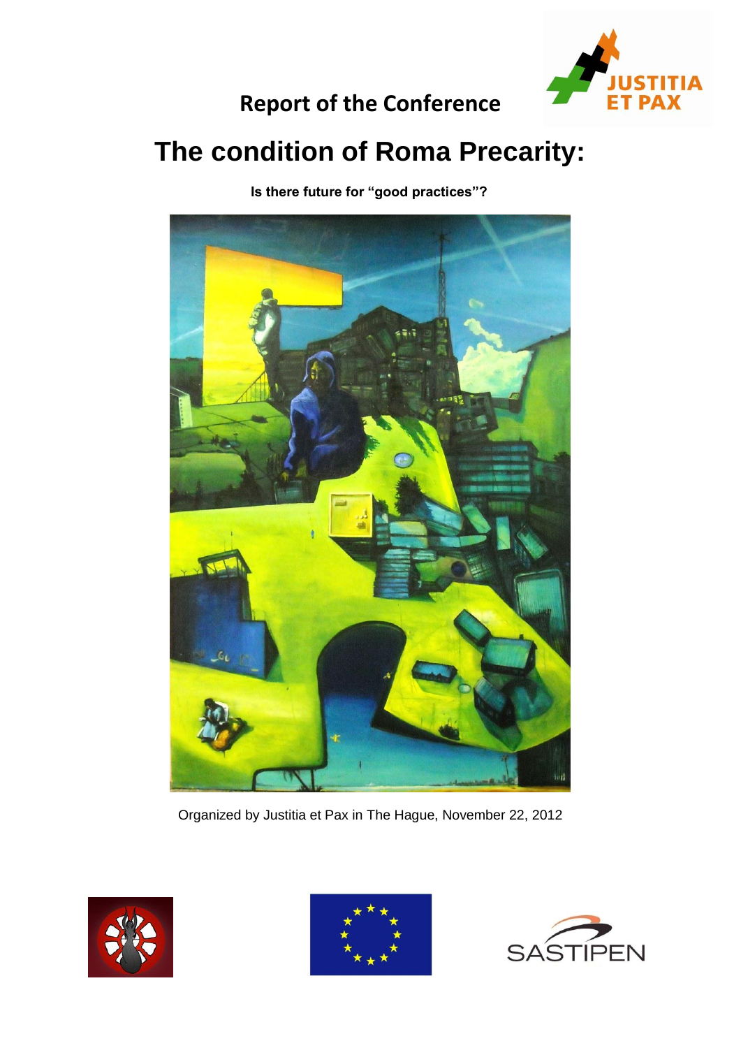**Report of the Conference**

# The condition of Roma Precarity:

**Is there future for "good practices"?**

Organized by Justitia et Pax in The Hague, November 22, 2012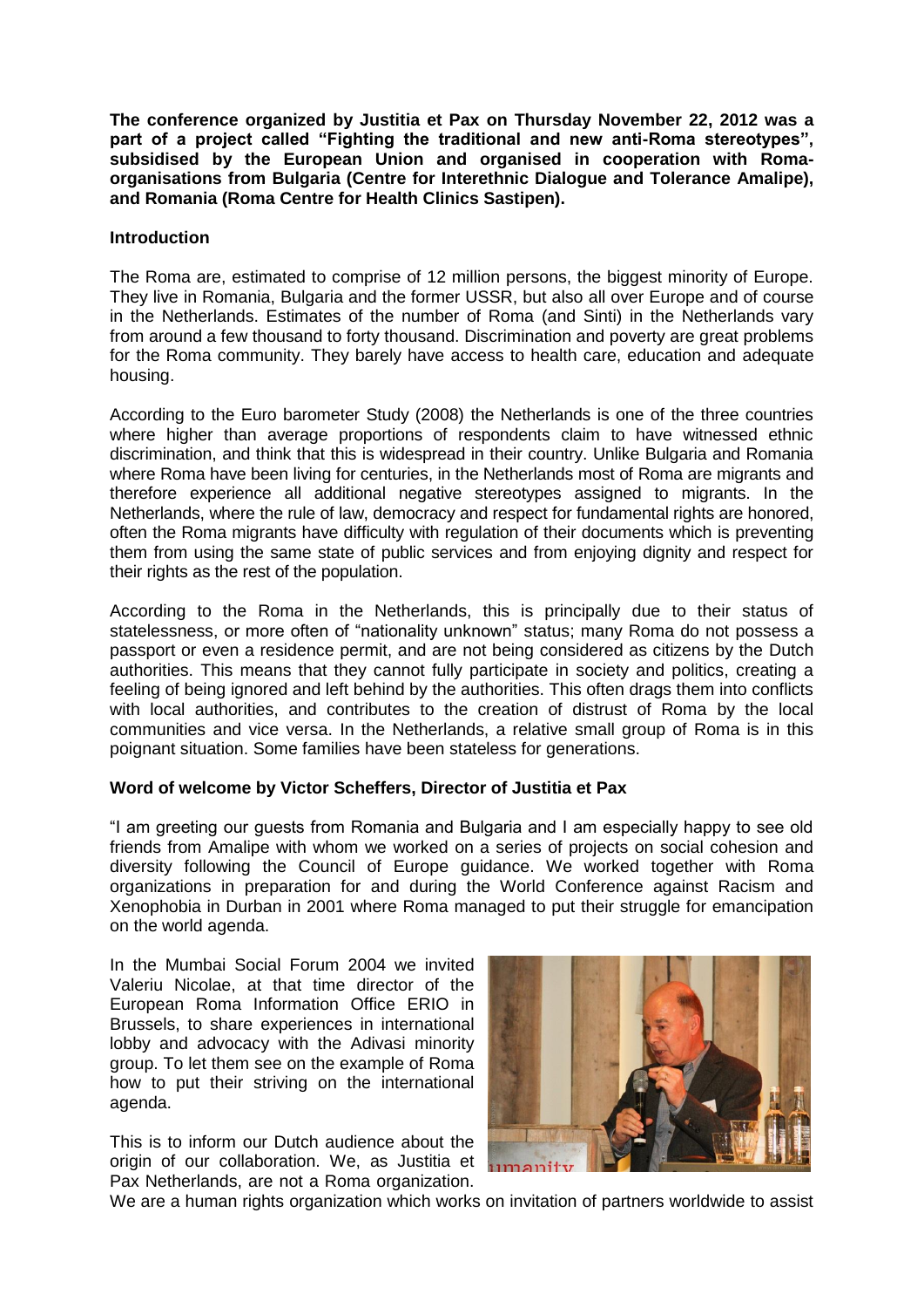**The conference organized by Justitia et Pax on Thursday November 22, 2012 was a part of a project called "Fighting the traditional and new anti-Roma stereotypes", subsidised by the European Union and organised in cooperation with Roma-organisations from Bulgaria (Centre for Interethnic Dialogue and Tolerance Amalipe), and Romania (Roma Centre for Health Clinics Sastipen).**

## Introduction

The Roma are, estimated to comprise of 12 million persons, the biggest minority of Europe. They live in Romania, Bulgaria and the former USSR, but also all over Europe and of course in the Netherlands. Estimates of the number of Roma (and Sinti) in the Netherlands vary from around a few thousand to forty thousand. Discrimination and poverty are great problems for the Roma community. They barely have access to health care, education and adequate housing.

According to the Euro barometer Study (2008) the Netherlands is one of the three countries where higher than average proportions of respondents claim to have witnessed ethnic discrimination, and think that this is widespread in their country. Unlike Bulgaria and Romania where Roma have been living for centuries, in the Netherlands most of Roma are migrants and therefore experience all additional negative stereotypes assigned to migrants. In the Netherlands, where the rule of law, democracy and respect for fundamental rights are honored, often the Roma migrants have difficulty with regulation of their documents which is preventing them from using the same state of public services and from enjoying dignity and respect for their rights as the rest of the population.

According to the Roma in the Netherlands, this is principally due to their status of statelessness, or more often of "nationality unknown" status; many Roma do not possess a passport or even a residence permit, and are not being considered as citizens by the Dutch authorities. This means that they cannot fully participate in society and politics, creating a feeling of being ignored and left behind by the authorities. This often drags them into conflicts with local authorities, and contributes to the creation of distrust of Roma by the local communities and vice versa. In the Netherlands, a relative small group of Roma is in this poignant situation. Some families have been stateless for generations.

## Word of welcome by Victor Scheffers, Director of Justitia et Pax

"I am greeting our guests from Romania and Bulgaria and I am especially happy to see old friends from Amalipe with whom we worked on a series of projects on social cohesion and diversity following the Council of Europe guidance. We worked together with Roma organizations in preparation for and during the World Conference against Racism and Xenophobia in Durban in 2001 where Roma managed to put their struggle for emancipation on the world agenda.

In the Mumbai Social Forum 2004 we invited Valeriu Nicolae, at that time director of the European Roma Information Office ERIO in Brussels, to share experiences in international lobby and advocacy with the Adivasi minority group. To let them see on the example of Roma how to put their striving on the international agenda.

This is to inform our Dutch audience about the origin of our collaboration. We, as Justitia et Pax Netherlands, are not a Roma organization. We are a human rights organization which works on invitation of partners worldwide to assist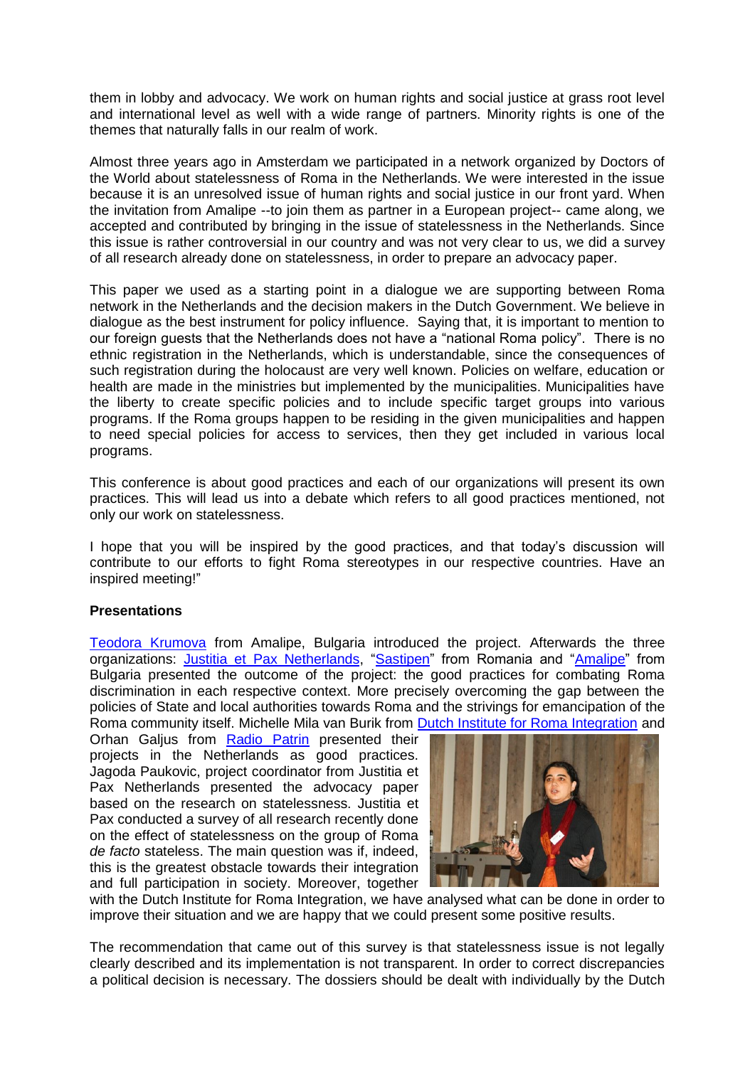them in lobby and advocacy. We work on human rights and social justice at grass root level and international level as well with a wide range of partners. Minority rights is one of the themes that naturally falls in our realm of work.

Almost three years ago in Amsterdam we participated in a network organized by Doctors of the World about statelessness of Roma in the Netherlands. We were interested in the issue because it is an unresolved issue of human rights and social justice in our front yard. When the invitation from Amalipe --to join them as partner in a European project-- came along, we accepted and contributed by bringing in the issue of statelessness in the Netherlands. Since this issue is rather controversial in our country and was not very clear to us, we did a survey of all research already done on statelessness, in order to prepare an advocacy paper.

This paper we used as a starting point in a dialogue we are supporting between Roma network in the Netherlands and the decision makers in the Dutch Government. We believe in dialogue as the best instrument for policy influence. Saying that, it is important to mention to our foreign guests that the Netherlands does not have a "national Roma policy". There is no ethnic registration in the Netherlands, which is understandable, since the consequences of such registration during the holocaust are very well known. Policies on welfare, education or health are made in the ministries but implemented by the municipalities. Municipalities have the liberty to create specific policies and to include specific target groups into various programs. If the Roma groups happen to be residing in the given municipalities and happen to need special policies for access to services, then they get included in various local programs.

This conference is about good practices and each of our organizations will present its own practices. This will lead us into a debate which refers to all good practices mentioned, not only our work on statelessness.

I hope that you will be inspired by the good practices, and that today's discussion will contribute to our efforts to fight Roma stereotypes in our respective countries. Have an inspired meeting!"

**Presentations**

Teodora Krumova from Amalipe, Bulgaria introduced the project. Afterwards the three organizations: Justitia et Pax Netherlands, "Sastipen" from Romania and "Amalipe" from Bulgaria presented the outcome of the project: the good practices for combating Roma discrimination in each respective context. More precisely overcoming the gap between the policies of State and local authorities towards Roma and the strivings for emancipation of the Roma community itself. Michelle Mila van Burik from Dutch Institute for Roma Integration and Orhan Galjus from Radio Patrin presented their projects in the Netherlands as good practices. Jagoda Paukovic, project coordinator from Justitia et Pax Netherlands presented the advocacy paper based on the research on statelessness. Justitia et Pax conducted a survey of all research recently done on the effect of statelessness on the group of Roma *de facto* stateless. The main question was if, indeed, this is the greatest obstacle towards their integration and full participation in society. Moreover, together with the Dutch Institute for Roma Integration, we have analysed what can be done in order to improve their situation and we are happy that we could present some positive results.

The recommendation that came out of this survey is that statelessness issue is not legally clearly described and its implementation is not transparent. In order to correct discrepancies a political decision is necessary. The dossiers should be dealt with individually by the Dutch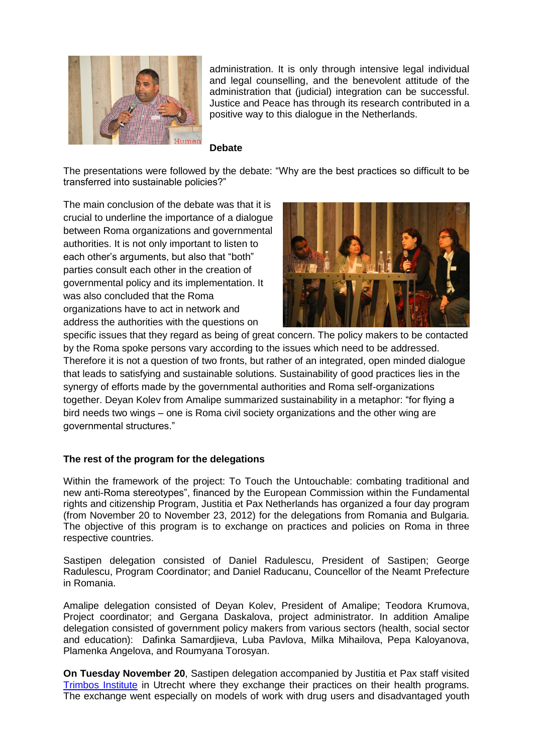administration. It is only through intensive legal individual and legal counselling, and the benevolent attitude of the administration that (judicial) integration can be successful. Justice and Peace has through its research contributed in a positive way to this dialogue in the Netherlands.

**Debate**

The presentations were followed by the debate: "Why are the best practices so difficult to be transferred into sustainable policies?"

The main conclusion of the debate was that it is crucial to underline the importance of a dialogue between Roma organizations and governmental authorities. It is not only important to listen to each other's arguments, but also that "both" parties consult each other in the creation of governmental policy and its implementation. It was also concluded that the Roma organizations have to act in network and address the authorities with the questions on specific issues that they regard as being of great concern. The policy makers to be contacted by the Roma spoke persons vary according to the issues which need to be addressed. Therefore it is not a question of two fronts, but rather of an integrated, open minded dialogue that leads to satisfying and sustainable solutions. Sustainability of good practices lies in the synergy of efforts made by the governmental authorities and Roma self-organizations together. Deyan Kolev from Amalipe summarized sustainability in a metaphor: "for flying a bird needs two wings – one is Roma civil society organizations and the other wing are governmental structures."

**The rest of the program for the delegations**

Within the framework of the project: To Touch the Untouchable: combating traditional and new anti-Roma stereotypes", financed by the European Commission within the Fundamental rights and citizenship Program, Justitia et Pax Netherlands has organized a four day program (from November 20 to November 23, 2012) for the delegations from Romania and Bulgaria. The objective of this program is to exchange on practices and policies on Roma in three respective countries.

Sastipen delegation consisted of Daniel Radulescu, President of Sastipen; George Radulescu, Program Coordinator; and Daniel Raducanu, Councellor of the Neamt Prefecture in Romania.

Amalipe delegation consisted of Deyan Kolev, President of Amalipe; Teodora Krumova, Project coordinator; and Gergana Daskalova, project administrator. In addition Amalipe delegation consisted of government policy makers from various sectors (health, social sector and education): Dafinka Samardjieva, Luba Pavlova, Milka Mihailova, Pepa Kaloyanova, Plamenka Angelova, and Roumyana Torosyan.

**On Tuesday November 20**, Sastipen delegation accompanied by Justitia et Pax staff visited Trimbos Institute in Utrecht where they exchange their practices on their health programs. The exchange went especially on models of work with drug users and disadvantaged youth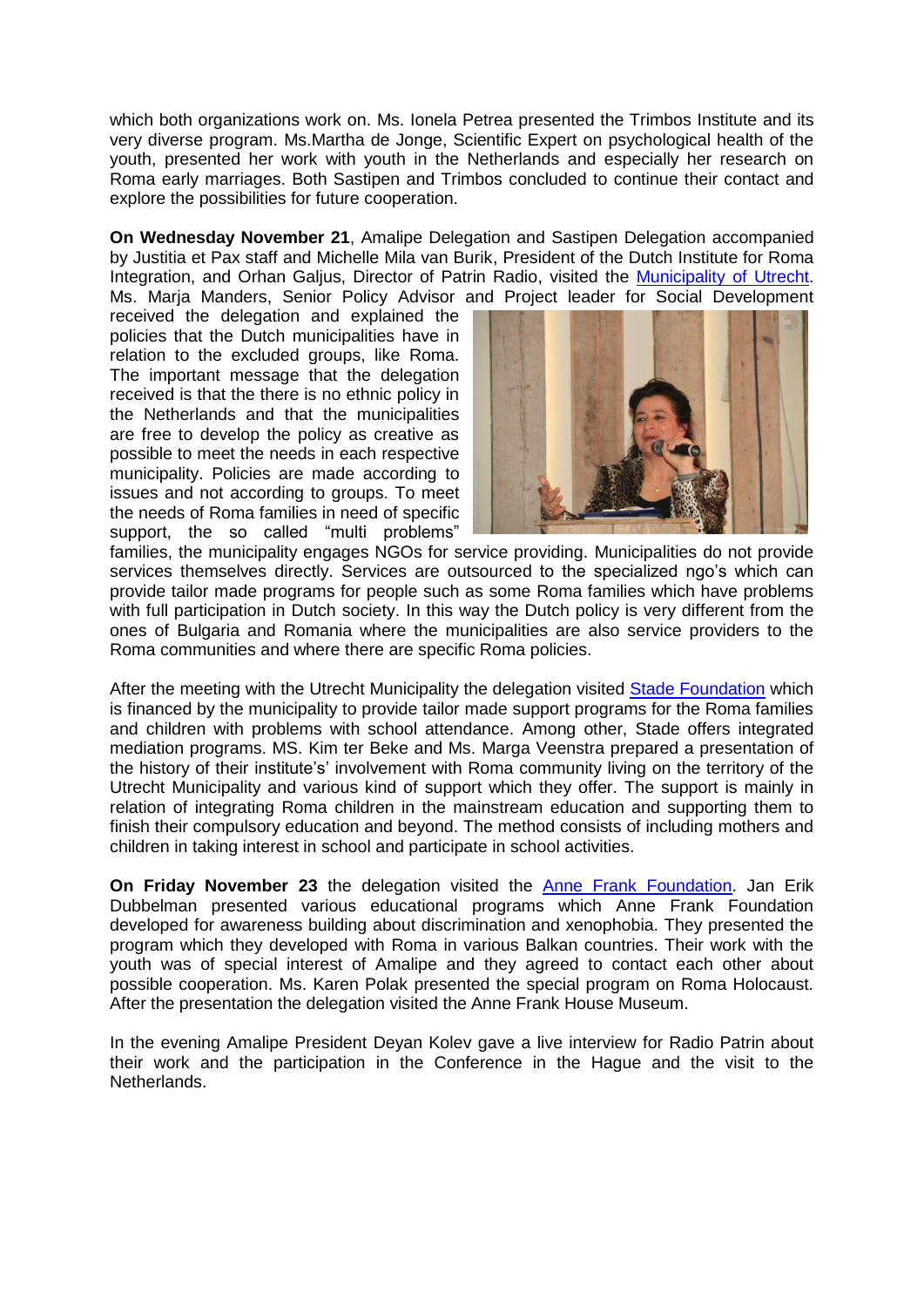which both organizations work on. Ms. Ionela Petrea presented the Trimbos Institute and its very diverse program. Ms.Martha de Jonge, Scientific Expert on psychological health of the youth, presented her work with youth in the Netherlands and especially her research on Roma early marriages. Both Sastipen and Trimbos concluded to continue their contact and explore the possibilities for future cooperation.

**On Wednesday November 21**, Amalipe Delegation and Sastipen Delegation accompanied by Justitia et Pax staff and Michelle Mila van Burik, President of the Dutch Institute for Roma Integration, and Orhan Galjus, Director of Patrin Radio, visited the Municipality of Utrecht. Ms. Marja Manders, Senior Policy Advisor and Project leader for Social Development received the delegation and explained the policies that the Dutch municipalities have in relation to the excluded groups, like Roma. The important message that the delegation received is that the there is no ethnic policy in the Netherlands and that the municipalities are free to develop the policy as creative as possible to meet the needs in each respective municipality. Policies are made according to issues and not according to groups. To meet the needs of Roma families in need of specific support, the so called "multi problems" families, the municipality engages NGOs for service providing. Municipalities do not provide services themselves directly. Services are outsourced to the specialized ngo's which can provide tailor made programs for people such as some Roma families which have problems with full participation in Dutch society. In this way the Dutch policy is very different from the ones of Bulgaria and Romania where the municipalities are also service providers to the Roma communities and where there are specific Roma policies.

After the meeting with the Utrecht Municipality the delegation visited Stade Foundation which is financed by the municipality to provide tailor made support programs for the Roma families and children with problems with school attendance. Among other, Stade offers integrated mediation programs. MS. Kim ter Beke and Ms. Marga Veenstra prepared a presentation of the history of their institute's' involvement with Roma community living on the territory of the Utrecht Municipality and various kind of support which they offer. The support is mainly in relation of integrating Roma children in the mainstream education and supporting them to finish their compulsory education and beyond. The method consists of including mothers and children in taking interest in school and participate in school activities.

**On Friday November 23** the delegation visited the Anne Frank Foundation. Jan Erik Dubbelman presented various educational programs which Anne Frank Foundation developed for awareness building about discrimination and xenophobia. They presented the program which they developed with Roma in various Balkan countries. Their work with the youth was of special interest of Amalipe and they agreed to contact each other about possible cooperation. Ms. Karen Polak presented the special program on Roma Holocaust. After the presentation the delegation visited the Anne Frank House Museum.

In the evening Amalipe President Deyan Kolev gave a live interview for Radio Patrin about their work and the participation in the Conference in the Hague and the visit to the Netherlands.